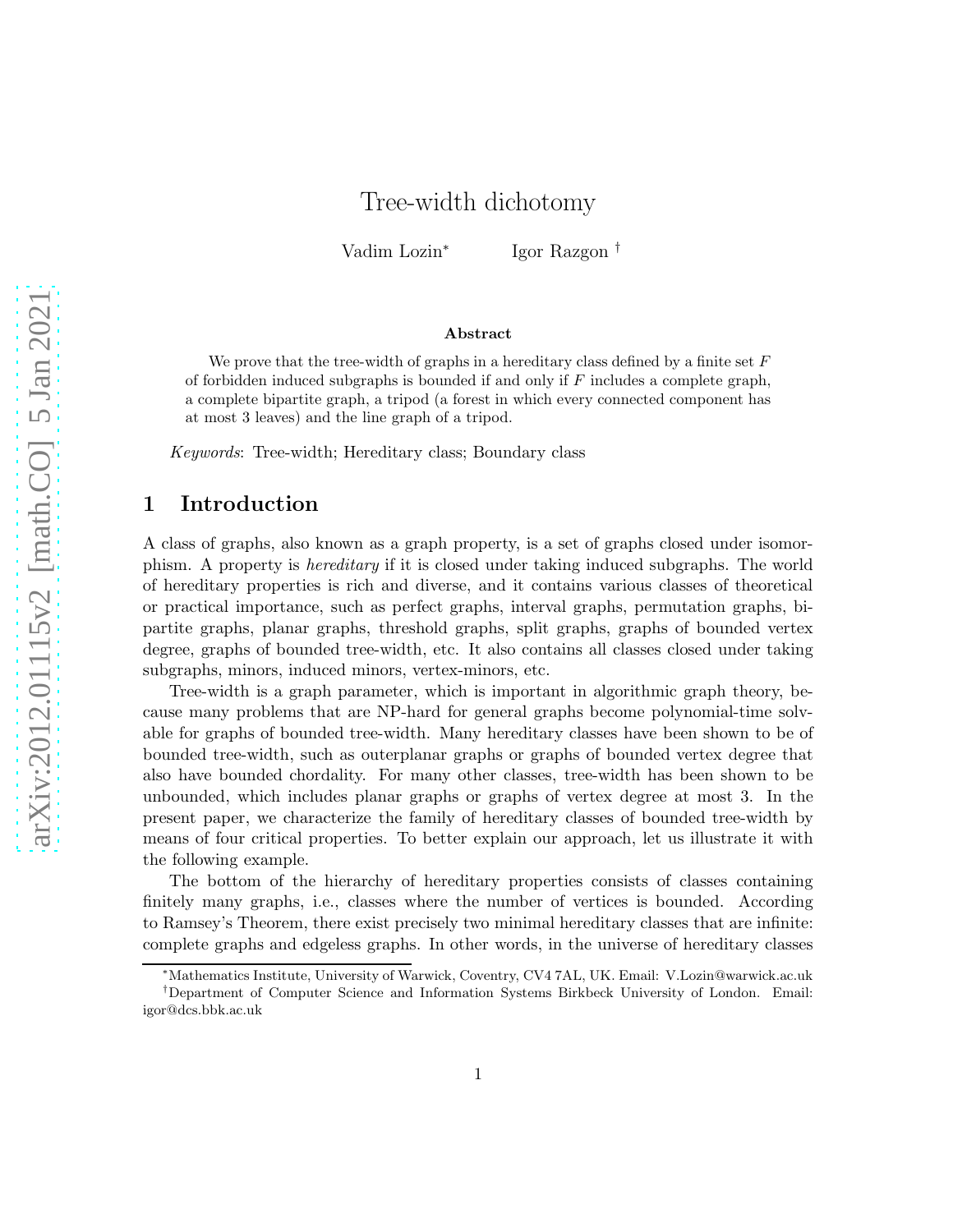# Tree-width dichotomy

Vadim Lozin[*] Igor Razgon [†]

**Abstract**

We prove that the tree-width of graphs in a hereditary class defined by a finite set $F$ of forbidden induced subgraphs is bounded if and only if $F$ includes a complete graph, a complete bipartite graph, a tripod (a forest in which every connected component has at most 3 leaves) and the line graph of a tripod.

*Keywords*: Tree-width; Hereditary class; Boundary class

## 1 Introduction

A class of graphs, also known as a graph property, is a set of graphs closed under isomorphism. A property is *hereditary* if it is closed under taking induced subgraphs. The world of hereditary properties is rich and diverse, and it contains various classes of theoretical or practical importance, such as perfect graphs, interval graphs, permutation graphs, bipartite graphs, planar graphs, threshold graphs, split graphs, graphs of bounded vertex degree, graphs of bounded tree-width, etc. It also contains all classes closed under taking subgraphs, minors, induced minors, vertex-minors, etc.

Tree-width is a graph parameter, which is important in algorithmic graph theory, because many problems that are NP-hard for general graphs become polynomial-time solvable for graphs of bounded tree-width. Many hereditary classes have been shown to be of bounded tree-width, such as outerplanar graphs or graphs of bounded vertex degree that also have bounded chordality. For many other classes, tree-width has been shown to be unbounded, which includes planar graphs or graphs of vertex degree at most 3. In the present paper, we characterize the family of hereditary classes of bounded tree-width by means of four critical properties. To better explain our approach, let us illustrate it with the following example.

The bottom of the hierarchy of hereditary properties consists of classes containing finitely many graphs, i.e., classes where the number of vertices is bounded. According to Ramsey's Theorem, there exist precisely two minimal hereditary classes that are infinite: complete graphs and edgeless graphs. In other words, in the universe of hereditary classes

[*]Mathematics Institute, University of Warwick, Coventry, CV4 7AL, UK. Email: V.Lozin@warwick.ac.uk

[†]Department of Computer Science and Information Systems Birkbeck University of London. Email: igor@dcs.bbk.ac.uk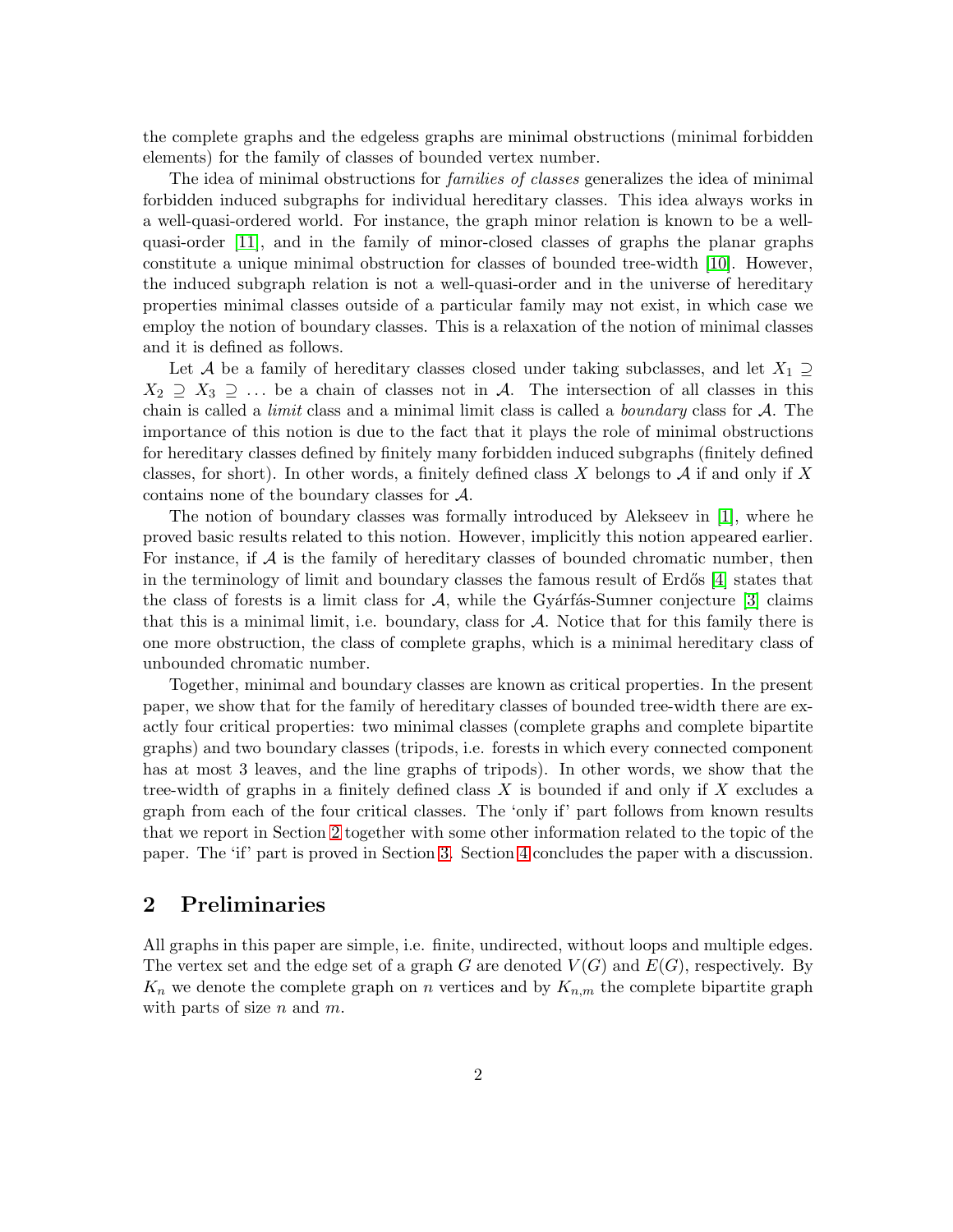the complete graphs and the edgeless graphs are minimal obstructions (minimal forbidden elements) for the family of classes of bounded vertex number.

The idea of minimal obstructions for *families of classes* generalizes the idea of minimal forbidden induced subgraphs for individual hereditary classes. This idea always works in a well-quasi-ordered world. For instance, the graph minor relation is known to be a well-quasi-order [11], and in the family of minor-closed classes of graphs the planar graphs constitute a unique minimal obstruction for classes of bounded tree-width [10]. However, the induced subgraph relation is not a well-quasi-order and in the universe of hereditary properties minimal classes outside of a particular family may not exist, in which case we employ the notion of boundary classes. This is a relaxation of the notion of minimal classes and it is defined as follows.

Let $\mathcal{A}$ be a family of hereditary classes closed under taking subclasses, and let $X_1 \supseteq X_2 \supseteq X_3 \supseteq \ldots$ be a chain of classes not in $\mathcal{A}$. The intersection of all classes in this chain is called a *limit* class and a minimal limit class is called a *boundary* class for $\mathcal{A}$. The importance of this notion is due to the fact that it plays the role of minimal obstructions for hereditary classes defined by finitely many forbidden induced subgraphs (finitely defined classes, for short). In other words, a finitely defined class $X$ belongs to $\mathcal{A}$ if and only if $X$ contains none of the boundary classes for $\mathcal{A}$.

The notion of boundary classes was formally introduced by Alekseev in [1], where he proved basic results related to this notion. However, implicitly this notion appeared earlier. For instance, if $\mathcal{A}$ is the family of hereditary classes of bounded chromatic number, then in the terminology of limit and boundary classes the famous result of Erdős [4] states that the class of forests is a limit class for $\mathcal{A}$, while the Gyárfás-Sumner conjecture [3] claims that this is a minimal limit, i.e. boundary, class for $\mathcal{A}$. Notice that for this family there is one more obstruction, the class of complete graphs, which is a minimal hereditary class of unbounded chromatic number.

Together, minimal and boundary classes are known as critical properties. In the present paper, we show that for the family of hereditary classes of bounded tree-width there are exactly four critical properties: two minimal classes (complete graphs and complete bipartite graphs) and two boundary classes (tripods, i.e. forests in which every connected component has at most 3 leaves, and the line graphs of tripods). In other words, we show that the tree-width of graphs in a finitely defined class $X$ is bounded if and only if $X$ excludes a graph from each of the four critical classes. The 'only if' part follows from known results that we report in Section 2 together with some other information related to the topic of the paper. The 'if' part is proved in Section 3. Section 4 concludes the paper with a discussion.

## 2 Preliminaries

All graphs in this paper are simple, i.e. finite, undirected, without loops and multiple edges. The vertex set and the edge set of a graph $G$ are denoted $V(G)$ and $E(G)$, respectively. By $K_n$ we denote the complete graph on $n$ vertices and by $K_{n,m}$ the complete bipartite graph with parts of size $n$ and $m$.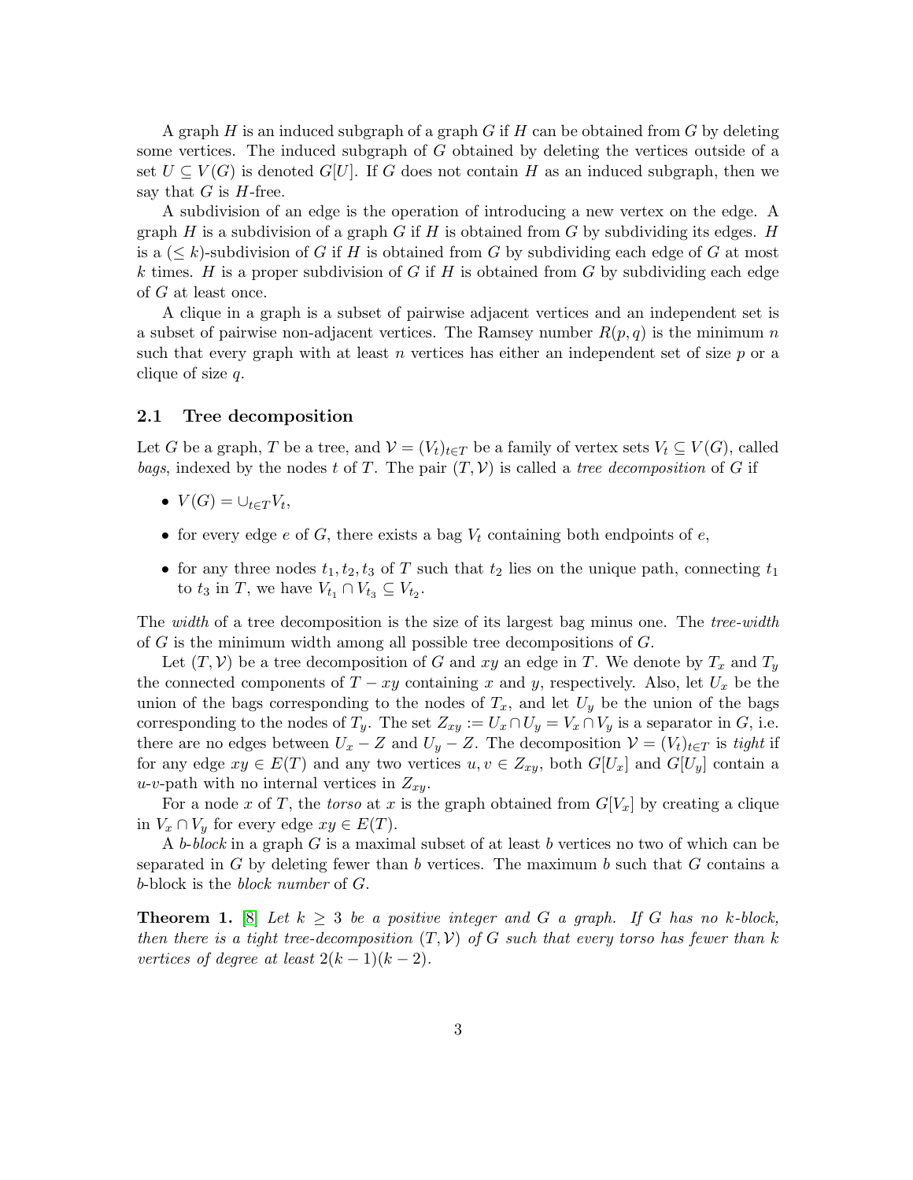A graph $H$ is an induced subgraph of a graph $G$ if $H$ can be obtained from $G$ by deleting some vertices. The induced subgraph of $G$ obtained by deleting the vertices outside of a set $U \subseteq V(G)$ is denoted $G[U]$. If $G$ does not contain $H$ as an induced subgraph, then we say that $G$ is $H$-free.

A subdivision of an edge is the operation of introducing a new vertex on the edge. A graph $H$ is a subdivision of a graph $G$ if $H$ is obtained from $G$ by subdividing its edges. $H$ is a $(\leq k)$-subdivision of $G$ if $H$ is obtained from $G$ by subdividing each edge of $G$ at most $k$ times. $H$ is a proper subdivision of $G$ if $H$ is obtained from $G$ by subdividing each edge of $G$ at least once.

A clique in a graph is a subset of pairwise adjacent vertices and an independent set is a subset of pairwise non-adjacent vertices. The Ramsey number $R(p, q)$ is the minimum $n$ such that every graph with at least $n$ vertices has either an independent set of size $p$ or a clique of size $q$.

### 2.1 Tree decomposition

Let $G$ be a graph, $T$ be a tree, and $\mathcal{V} = (V_t)_{t \in T}$ be a family of vertex sets $V_t \subseteq V(G)$, called *bags*, indexed by the nodes $t$ of $T$. The pair $(T, \mathcal{V})$ is called a *tree decomposition* of $G$ if

- $V(G) = \cup_{t \in T} V_t$,
- for every edge $e$ of $G$, there exists a bag $V_t$ containing both endpoints of $e$,
- for any three nodes $t_1, t_2, t_3$ of $T$ such that $t_2$ lies on the unique path, connecting $t_1$ to $t_3$ in $T$, we have $V_{t_1} \cap V_{t_3} \subseteq V_{t_2}$.

The *width* of a tree decomposition is the size of its largest bag minus one. The *tree-width* of $G$ is the minimum width among all possible tree decompositions of $G$.

Let $(T, \mathcal{V})$ be a tree decomposition of $G$ and $xy$ an edge in $T$. We denote by $T_x$ and $T_y$ the connected components of $T - xy$ containing $x$ and $y$, respectively. Also, let $U_x$ be the union of the bags corresponding to the nodes of $T_x$, and let $U_y$ be the union of the bags corresponding to the nodes of $T_y$. The set $Z_{xy} := U_x \cap U_y = V_x \cap V_y$ is a separator in $G$, i.e. there are no edges between $U_x - Z$ and $U_y - Z$. The decomposition $\mathcal{V} = (V_t)_{t \in T}$ is *tight* if for any edge $xy \in E(T)$ and any two vertices $u, v \in Z_{xy}$, both $G[U_x]$ and $G[U_y]$ contain a $u$-$v$-path with no internal vertices in $Z_{xy}$.

For a node $x$ of $T$, the *torso* at $x$ is the graph obtained from $G[V_x]$ by creating a clique in $V_x \cap V_y$ for every edge $xy \in E(T)$.

A *b-block* in a graph $G$ is a maximal subset of at least $b$ vertices no two of which can be separated in $G$ by deleting fewer than $b$ vertices. The maximum $b$ such that $G$ contains a $b$-block is the *block number* of $G$.

**Theorem 1.** [8] *Let $k \geq 3$ be a positive integer and $G$ a graph. If $G$ has no $k$-block, then there is a tight tree-decomposition $(T, \mathcal{V})$ of $G$ such that every torso has fewer than $k$ vertices of degree at least $2(k-1)(k-2)$.*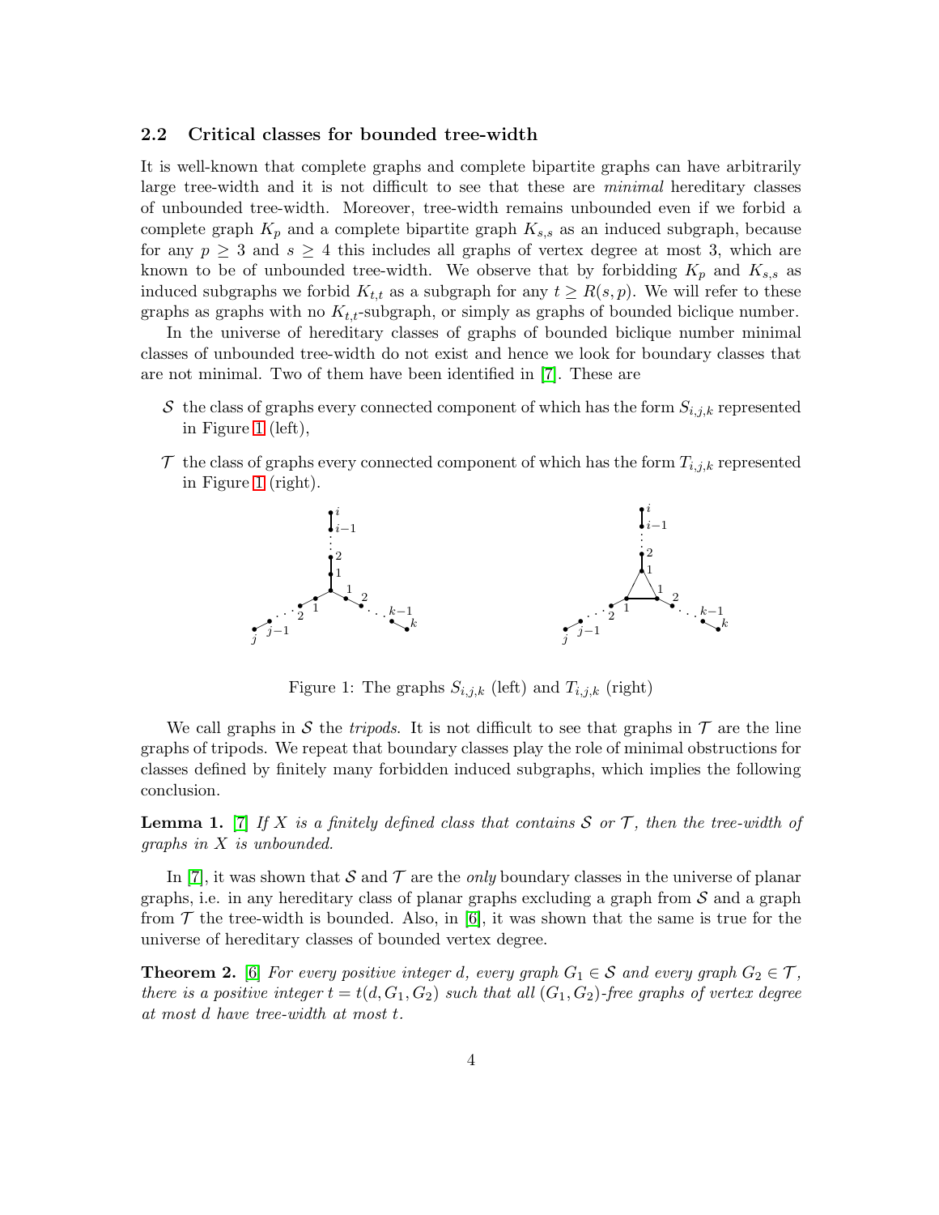### 2.2 Critical classes for bounded tree-width

It is well-known that complete graphs and complete bipartite graphs can have arbitrarily large tree-width and it is not difficult to see that these are *minimal* hereditary classes of unbounded tree-width. Moreover, tree-width remains unbounded even if we forbid a complete graph $K_p$ and a complete bipartite graph $K_{s,s}$ as an induced subgraph, because for any $p \geq 3$ and $s \geq 4$ this includes all graphs of vertex degree at most 3, which are known to be of unbounded tree-width. We observe that by forbidding $K_p$ and $K_{s,s}$ as induced subgraphs we forbid $K_{t,t}$ as a subgraph for any $t \geq R(s,p)$. We will refer to these graphs as graphs with no $K_{t,t}$-subgraph, or simply as graphs of bounded biclique number.

In the universe of hereditary classes of graphs of bounded biclique number minimal classes of unbounded tree-width do not exist and hence we look for boundary classes that are not minimal. Two of them have been identified in [7]. These are

- $\mathcal{S}$ the class of graphs every connected component of which has the form $S_{i,j,k}$ represented in Figure 1 (left),
- $\mathcal{T}$ the class of graphs every connected component of which has the form $T_{i,j,k}$ represented in Figure 1 (right).

Figure 1: The graphs $S_{i,j,k}$ (left) and $T_{i,j,k}$ (right)

We call graphs in $\mathcal{S}$ the *tripods*. It is not difficult to see that graphs in $\mathcal{T}$ are the line graphs of tripods. We repeat that boundary classes play the role of minimal obstructions for classes defined by finitely many forbidden induced subgraphs, which implies the following conclusion.

**Lemma 1.** [7] *If $X$ is a finitely defined class that contains $\mathcal{S}$ or $\mathcal{T}$, then the tree-width of graphs in $X$ is unbounded.*

In [7], it was shown that $\mathcal{S}$ and $\mathcal{T}$ are the *only* boundary classes in the universe of planar graphs, i.e. in any hereditary class of planar graphs excluding a graph from $\mathcal{S}$ and a graph from $\mathcal{T}$ the tree-width is bounded. Also, in [6], it was shown that the same is true for the universe of hereditary classes of bounded vertex degree.

**Theorem 2.** [6] *For every positive integer $d$, every graph $G_1 \in \mathcal{S}$ and every graph $G_2 \in \mathcal{T}$, there is a positive integer $t = t(d, G_1, G_2)$ such that all $(G_1, G_2)$-free graphs of vertex degree at most $d$ have tree-width at most $t$.*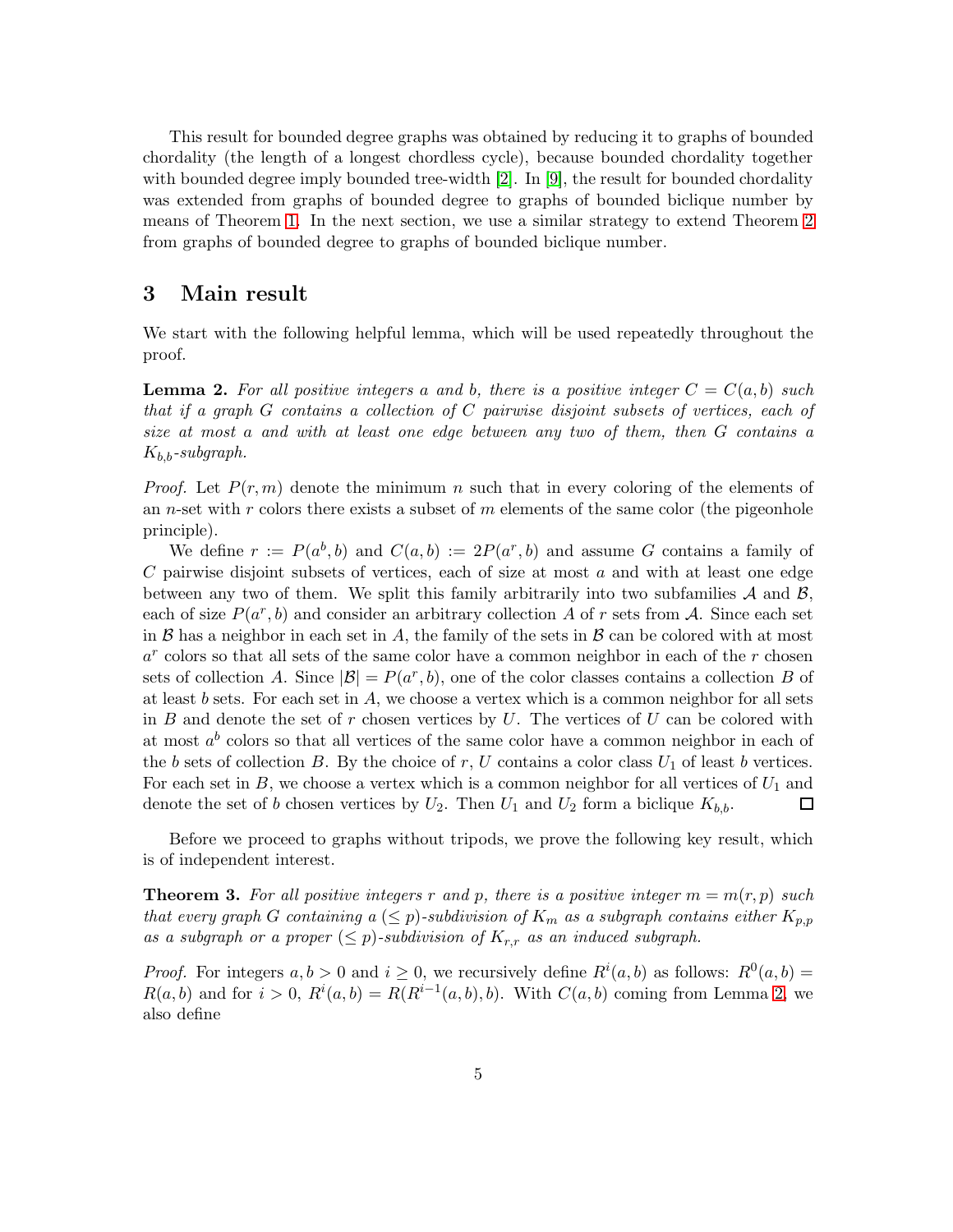This result for bounded degree graphs was obtained by reducing it to graphs of bounded chordality (the length of a longest chordless cycle), because bounded chordality together with bounded degree imply bounded tree-width [2]. In [9], the result for bounded chordality was extended from graphs of bounded degree to graphs of bounded biclique number by means of Theorem 1. In the next section, we use a similar strategy to extend Theorem 2 from graphs of bounded degree to graphs of bounded biclique number.

## 3 Main result

We start with the following helpful lemma, which will be used repeatedly throughout the proof.

**Lemma 2.** *For all positive integers $a$ and $b$, there is a positive integer $C = C(a, b)$ such that if a graph $G$ contains a collection of $C$ pairwise disjoint subsets of vertices, each of size at most $a$ and with at least one edge between any two of them, then $G$ contains a $K_{b,b}$-subgraph.*

*Proof.* Let $P(r, m)$ denote the minimum $n$ such that in every coloring of the elements of an $n$-set with $r$ colors there exists a subset of $m$ elements of the same color (the pigeonhole principle).

We define $r := P(a^b, b)$ and $C(a, b) := 2P(a^r, b)$ and assume $G$ contains a family of $C$ pairwise disjoint subsets of vertices, each of size at most $a$ and with at least one edge between any two of them. We split this family arbitrarily into two subfamilies $\mathcal{A}$ and $\mathcal{B}$, each of size $P(a^r, b)$ and consider an arbitrary collection $A$ of $r$ sets from $\mathcal{A}$. Since each set in $\mathcal{B}$ has a neighbor in each set in $A$, the family of the sets in $\mathcal{B}$ can be colored with at most $a^r$ colors so that all sets of the same color have a common neighbor in each of the $r$ chosen sets of collection $A$. Since $|\mathcal{B}| = P(a^r, b)$, one of the color classes contains a collection $B$ of at least $b$ sets. For each set in $A$, we choose a vertex which is a common neighbor for all sets in $B$ and denote the set of $r$ chosen vertices by $U$. The vertices of $U$ can be colored with at most $a^b$ colors so that all vertices of the same color have a common neighbor in each of the $b$ sets of collection $B$. By the choice of $r$, $U$ contains a color class $U_1$ of least $b$ vertices. For each set in $B$, we choose a vertex which is a common neighbor for all vertices of $U_1$ and denote the set of $b$ chosen vertices by $U_2$. Then $U_1$ and $U_2$ form a biclique $K_{b,b}$. □

Before we proceed to graphs without tripods, we prove the following key result, which is of independent interest.

**Theorem 3.** *For all positive integers $r$ and $p$, there is a positive integer $m = m(r, p)$ such that every graph $G$ containing a $(\leq p)$-subdivision of $K_m$ as a subgraph contains either $K_{p,p}$ as a subgraph or a proper $(\leq p)$-subdivision of $K_{r,r}$ as an induced subgraph.*

*Proof.* For integers $a, b > 0$ and $i \geq 0$, we recursively define $R^i(a, b)$ as follows: $R^0(a, b) = R(a, b)$ and for $i > 0$, $R^i(a, b) = R(R^{i-1}(a, b), b)$. With $C(a, b)$ coming from Lemma 2, we also define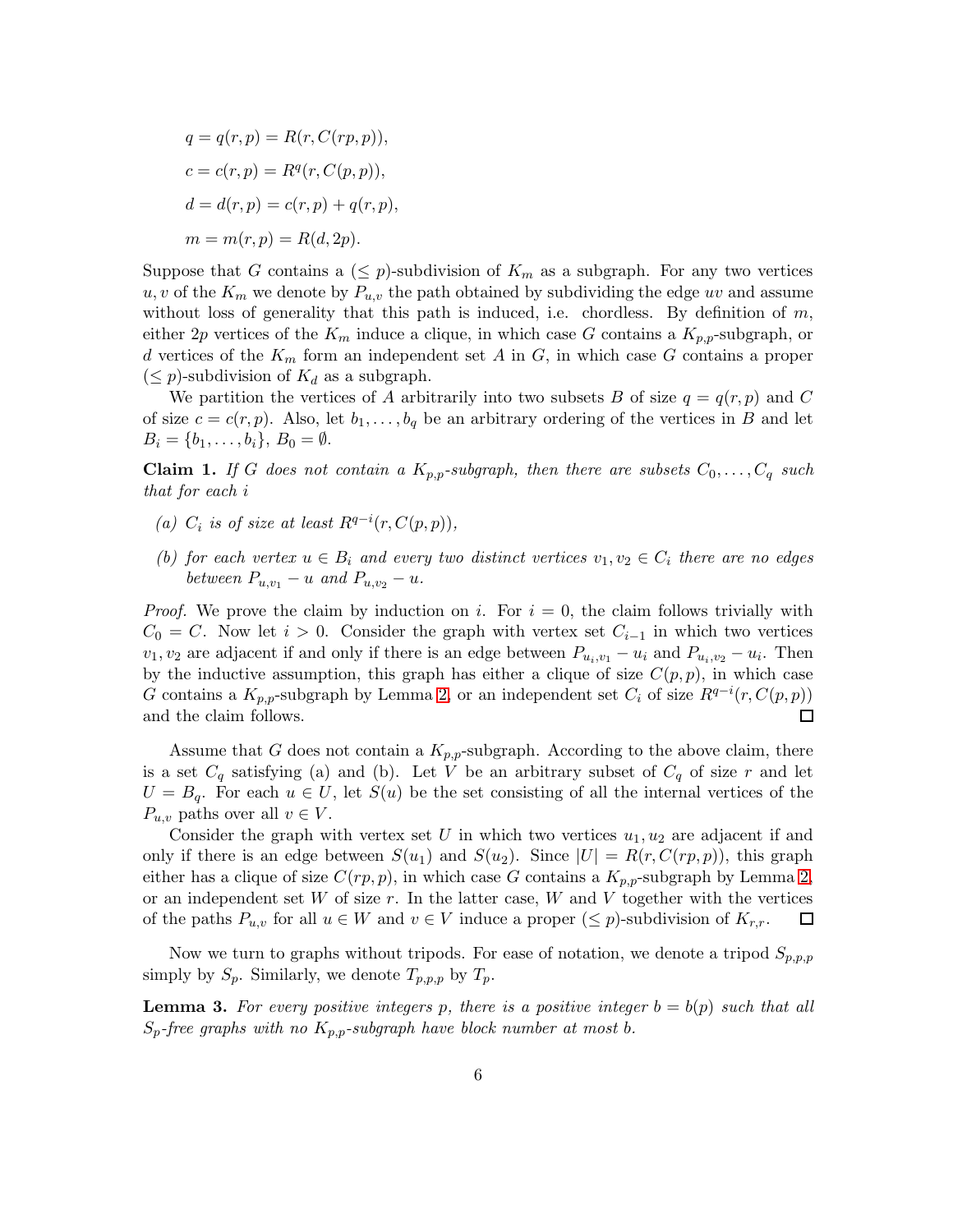$$
\begin{aligned}
q &= q(r,p) = R(r, C(rp,p)),\\
c &= c(r,p) = R^q(r, C(p,p)),\\
d &= d(r,p) = c(r,p) + q(r,p),\\
m &= m(r,p) = R(d, 2p).
\end{aligned}
$$

Suppose that $G$ contains a $(\leq p)$-subdivision of $K_m$ as a subgraph. For any two vertices $u, v$ of the $K_m$ we denote by $P_{u,v}$ the path obtained by subdividing the edge $uv$ and assume without loss of generality that this path is induced, i.e. chordless. By definition of $m$, either $2p$ vertices of the $K_m$ induce a clique, in which case $G$ contains a $K_{p,p}$-subgraph, or $d$ vertices of the $K_m$ form an independent set $A$ in $G$, in which case $G$ contains a proper $(\leq p)$-subdivision of $K_d$ as a subgraph.

We partition the vertices of $A$ arbitrarily into two subsets $B$ of size $q = q(r,p)$ and $C$ of size $c = c(r,p)$. Also, let $b_1, \ldots, b_q$ be an arbitrary ordering of the vertices in $B$ and let $B_i = \{b_1, \ldots, b_i\}$, $B_0 = \emptyset$.

**Claim 1.** *If $G$ does not contain a $K_{p,p}$-subgraph, then there are subsets $C_0, \ldots, C_q$ such that for each $i$*

*(a) $C_i$ is of size at least $R^{q-i}(r, C(p,p))$,*

*(b) for each vertex $u \in B_i$ and every two distinct vertices $v_1, v_2 \in C_i$ there are no edges between $P_{u,v_1} - u$ and $P_{u,v_2} - u$.*

*Proof.* We prove the claim by induction on $i$. For $i = 0$, the claim follows trivially with $C_0 = C$. Now let $i > 0$. Consider the graph with vertex set $C_{i-1}$ in which two vertices $v_1, v_2$ are adjacent if and only if there is an edge between $P_{u_i,v_1} - u_i$ and $P_{u_i,v_2} - u_i$. Then by the inductive assumption, this graph has either a clique of size $C(p,p)$, in which case $G$ contains a $K_{p,p}$-subgraph by Lemma 2, or an independent set $C_i$ of size $R^{q-i}(r, C(p,p))$ and the claim follows. □

Assume that $G$ does not contain a $K_{p,p}$-subgraph. According to the above claim, there is a set $C_q$ satisfying (a) and (b). Let $V$ be an arbitrary subset of $C_q$ of size $r$ and let $U = B_q$. For each $u \in U$, let $S(u)$ be the set consisting of all the internal vertices of the $P_{u,v}$ paths over all $v \in V$.

Consider the graph with vertex set $U$ in which two vertices $u_1, u_2$ are adjacent if and only if there is an edge between $S(u_1)$ and $S(u_2)$. Since $|U| = R(r, C(rp,p))$, this graph either has a clique of size $C(rp,p)$, in which case $G$ contains a $K_{p,p}$-subgraph by Lemma 2, or an independent set $W$ of size $r$. In the latter case, $W$ and $V$ together with the vertices of the paths $P_{u,v}$ for all $u \in W$ and $v \in V$ induce a proper $(\leq p)$-subdivision of $K_{r,r}$. □

Now we turn to graphs without tripods. For ease of notation, we denote a tripod $S_{p,p,p}$ simply by $S_p$. Similarly, we denote $T_{p,p,p}$ by $T_p$.

**Lemma 3.** *For every positive integers $p$, there is a positive integer $b = b(p)$ such that all $S_p$-free graphs with no $K_{p,p}$-subgraph have block number at most $b$.*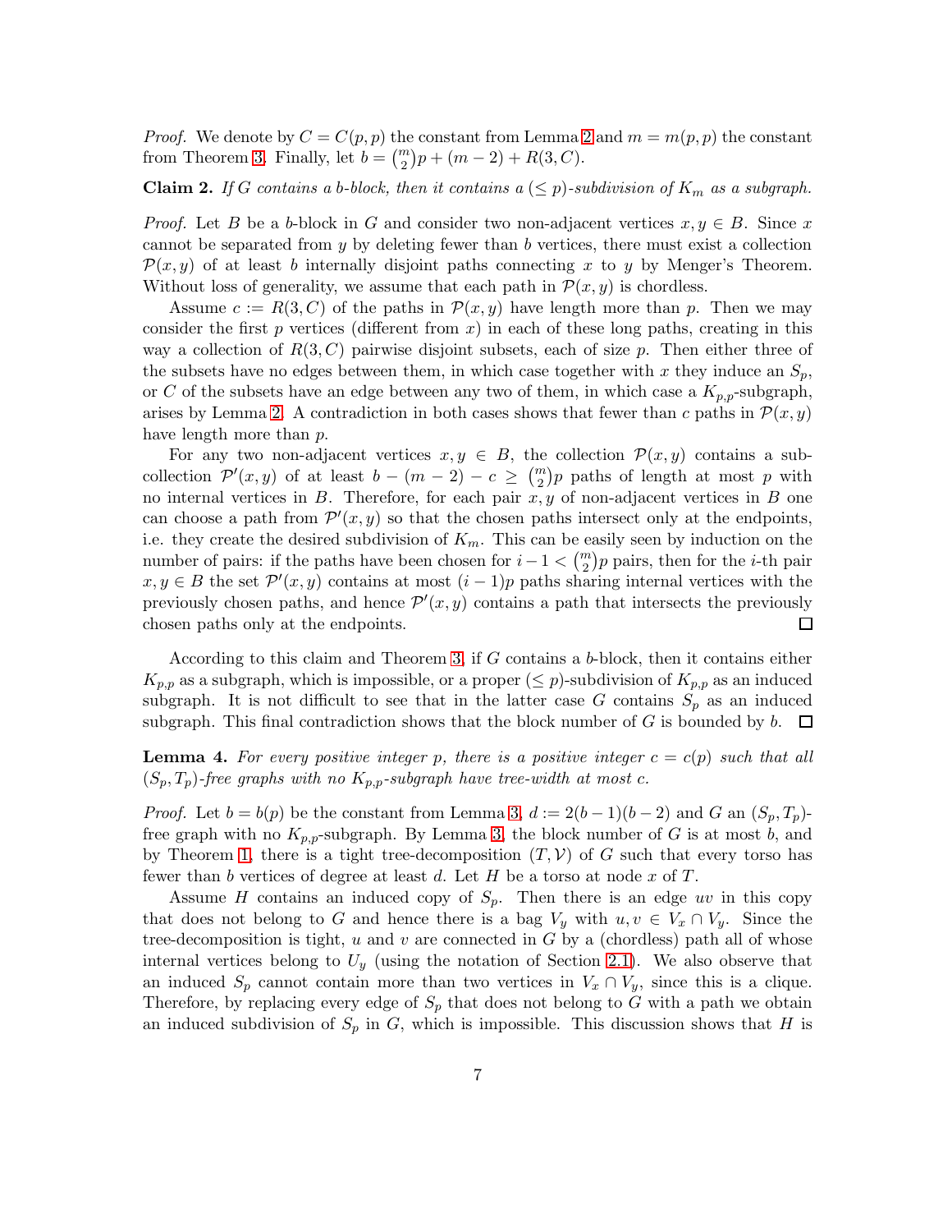*Proof.* We denote by $C = C(p,p)$ the constant from Lemma 2 and $m = m(p,p)$ the constant from Theorem 3. Finally, let $b = \binom{m}{2}p + (m-2) + R(3,C)$.

**Claim 2.** *If $G$ contains a $b$-block, then it contains a $(\leq p)$-subdivision of $K_m$ as a subgraph.*

*Proof.* Let $B$ be a $b$-block in $G$ and consider two non-adjacent vertices $x, y \in B$. Since $x$ cannot be separated from $y$ by deleting fewer than $b$ vertices, there must exist a collection $\mathcal{P}(x,y)$ of at least $b$ internally disjoint paths connecting $x$ to $y$ by Menger's Theorem. Without loss of generality, we assume that each path in $\mathcal{P}(x,y)$ is chordless.

Assume $c := R(3,C)$ of the paths in $\mathcal{P}(x,y)$ have length more than $p$. Then we may consider the first $p$ vertices (different from $x$) in each of these long paths, creating in this way a collection of $R(3,C)$ pairwise disjoint subsets, each of size $p$. Then either three of the subsets have no edges between them, in which case together with $x$ they induce an $S_p$, or $C$ of the subsets have an edge between any two of them, in which case a $K_{p,p}$-subgraph, arises by Lemma 2. A contradiction in both cases shows that fewer than $c$ paths in $\mathcal{P}(x,y)$ have length more than $p$.

For any two non-adjacent vertices $x, y \in B$, the collection $\mathcal{P}(x,y)$ contains a sub-collection $\mathcal{P}'(x,y)$ of at least $b - (m-2) - c \geq \binom{m}{2}p$ paths of length at most $p$ with no internal vertices in $B$. Therefore, for each pair $x, y$ of non-adjacent vertices in $B$ one can choose a path from $\mathcal{P}'(x,y)$ so that the chosen paths intersect only at the endpoints, i.e. they create the desired subdivision of $K_m$. This can be easily seen by induction on the number of pairs: if the paths have been chosen for $i - 1 < \binom{m}{2}p$ pairs, then for the $i$-th pair $x, y \in B$ the set $\mathcal{P}'(x,y)$ contains at most $(i-1)p$ paths sharing internal vertices with the previously chosen paths, and hence $\mathcal{P}'(x,y)$ contains a path that intersects the previously chosen paths only at the endpoints. $\square$

According to this claim and Theorem 3, if $G$ contains a $b$-block, then it contains either $K_{p,p}$ as a subgraph, which is impossible, or a proper $(\leq p)$-subdivision of $K_{p,p}$ as an induced subgraph. It is not difficult to see that in the latter case $G$ contains $S_p$ as an induced subgraph. This final contradiction shows that the block number of $G$ is bounded by $b$. $\square$

**Lemma 4.** *For every positive integer $p$, there is a positive integer $c = c(p)$ such that all $(S_p, T_p)$-free graphs with no $K_{p,p}$-subgraph have tree-width at most $c$.*

*Proof.* Let $b = b(p)$ be the constant from Lemma 3, $d := 2(b-1)(b-2)$ and $G$ an $(S_p, T_p)$-free graph with no $K_{p,p}$-subgraph. By Lemma 3, the block number of $G$ is at most $b$, and by Theorem 1, there is a tight tree-decomposition $(T, \mathcal{V})$ of $G$ such that every torso has fewer than $b$ vertices of degree at least $d$. Let $H$ be a torso at node $x$ of $T$.

Assume $H$ contains an induced copy of $S_p$. Then there is an edge $uv$ in this copy that does not belong to $G$ and hence there is a bag $V_y$ with $u, v \in V_x \cap V_y$. Since the tree-decomposition is tight, $u$ and $v$ are connected in $G$ by a (chordless) path all of whose internal vertices belong to $U_y$ (using the notation of Section 2.1). We also observe that an induced $S_p$ cannot contain more than two vertices in $V_x \cap V_y$, since this is a clique. Therefore, by replacing every edge of $S_p$ that does not belong to $G$ with a path we obtain an induced subdivision of $S_p$ in $G$, which is impossible. This discussion shows that $H$ is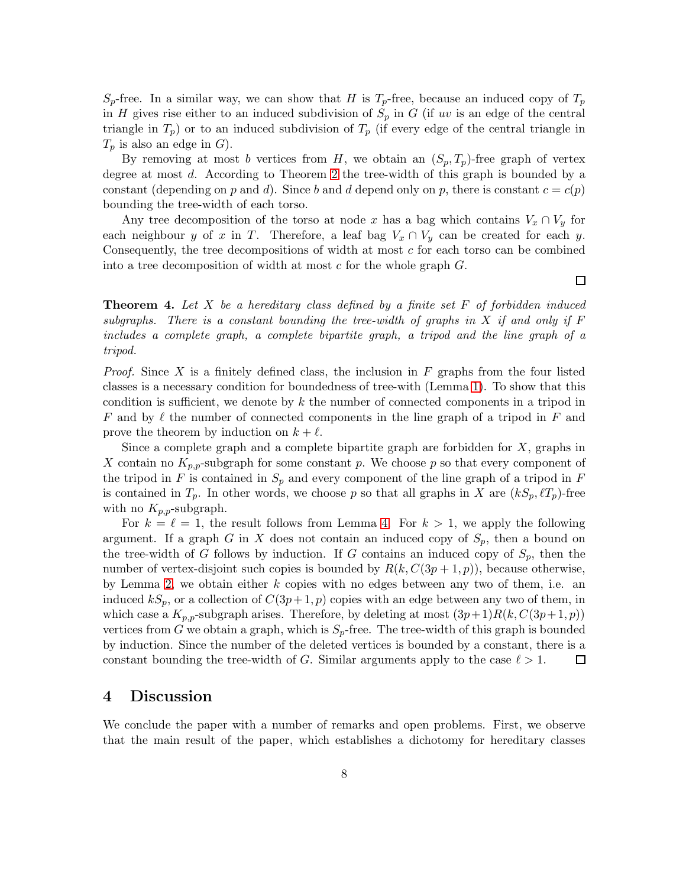$S_p$-free. In a similar way, we can show that $H$ is $T_p$-free, because an induced copy of $T_p$ in $H$ gives rise either to an induced subdivision of $S_p$ in $G$ (if $uv$ is an edge of the central triangle in $T_p$) or to an induced subdivision of $T_p$ (if every edge of the central triangle in $T_p$ is also an edge in $G$).

By removing at most $b$ vertices from $H$, we obtain an $(S_p, T_p)$-free graph of vertex degree at most $d$. According to Theorem 2 the tree-width of this graph is bounded by a constant (depending on $p$ and $d$). Since $b$ and $d$ depend only on $p$, there is constant $c = c(p)$ bounding the tree-width of each torso.

Any tree decomposition of the torso at node $x$ has a bag which contains $V_x \cap V_y$ for each neighbour $y$ of $x$ in $T$. Therefore, a leaf bag $V_x \cap V_y$ can be created for each $y$. Consequently, the tree decompositions of width at most $c$ for each torso can be combined into a tree decomposition of width at most $c$ for the whole graph $G$. □

**Theorem 4.** *Let $X$ be a hereditary class defined by a finite set $F$ of forbidden induced subgraphs. There is a constant bounding the tree-width of graphs in $X$ if and only if $F$ includes a complete graph, a complete bipartite graph, a tripod and the line graph of a tripod.*

*Proof.* Since $X$ is a finitely defined class, the inclusion in $F$ graphs from the four listed classes is a necessary condition for boundedness of tree-with (Lemma 1). To show that this condition is sufficient, we denote by $k$ the number of connected components in a tripod in $F$ and by $\ell$ the number of connected components in the line graph of a tripod in $F$ and prove the theorem by induction on $k + \ell$.

Since a complete graph and a complete bipartite graph are forbidden for $X$, graphs in $X$ contain no $K_{p,p}$-subgraph for some constant $p$. We choose $p$ so that every component of the tripod in $F$ is contained in $S_p$ and every component of the line graph of a tripod in $F$ is contained in $T_p$. In other words, we choose $p$ so that all graphs in $X$ are $(kS_p, \ell T_p)$-free with no $K_{p,p}$-subgraph.

For $k = \ell = 1$, the result follows from Lemma 4. For $k > 1$, we apply the following argument. If a graph $G$ in $X$ does not contain an induced copy of $S_p$, then a bound on the tree-width of $G$ follows by induction. If $G$ contains an induced copy of $S_p$, then the number of vertex-disjoint such copies is bounded by $R(k, C(3p+1, p))$, because otherwise, by Lemma 2, we obtain either $k$ copies with no edges between any two of them, i.e. an induced $kS_p$, or a collection of $C(3p+1, p)$ copies with an edge between any two of them, in which case a $K_{p,p}$-subgraph arises. Therefore, by deleting at most $(3p+1)R(k, C(3p+1, p))$ vertices from $G$ we obtain a graph, which is $S_p$-free. The tree-width of this graph is bounded by induction. Since the number of the deleted vertices is bounded by a constant, there is a constant bounding the tree-width of $G$. Similar arguments apply to the case $\ell > 1$. □

## 4 Discussion

We conclude the paper with a number of remarks and open problems. First, we observe that the main result of the paper, which establishes a dichotomy for hereditary classes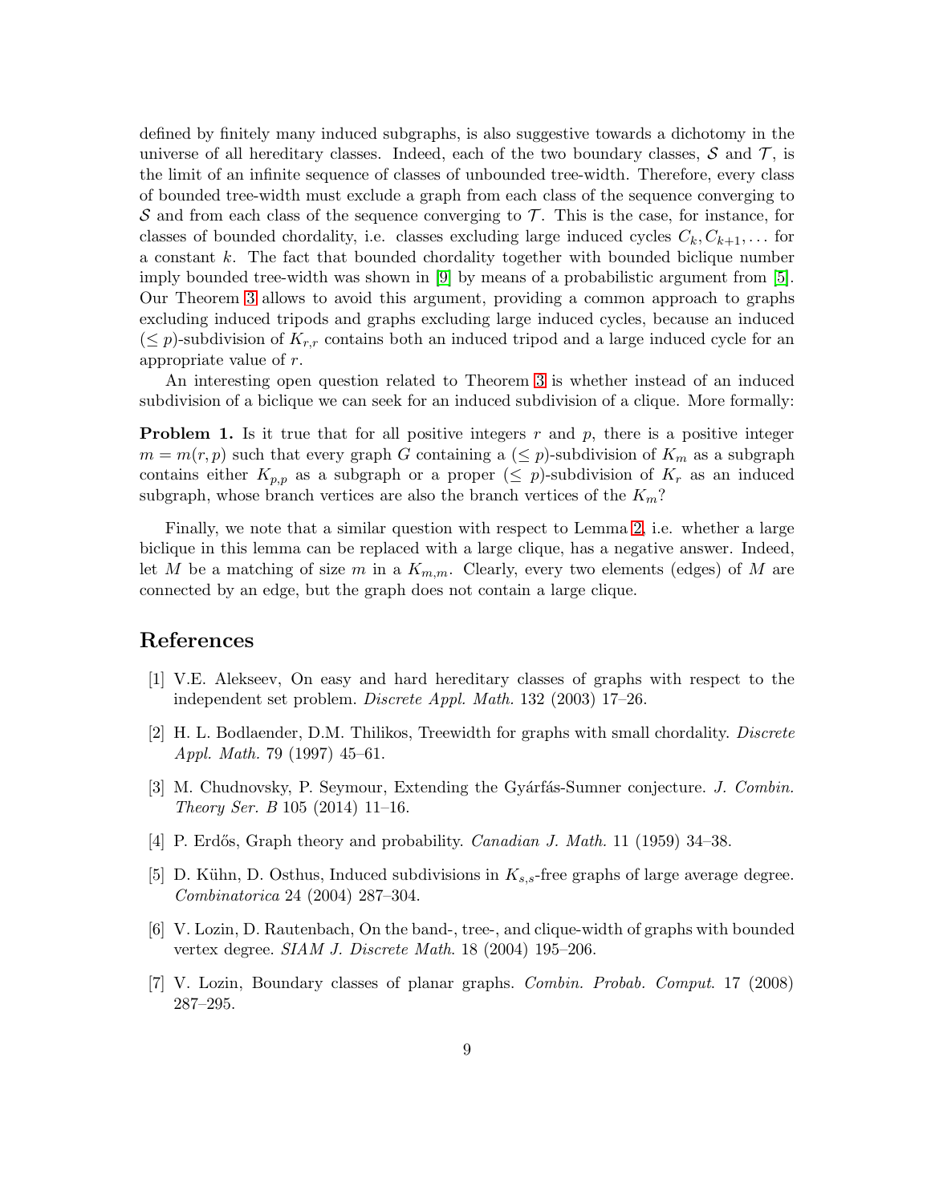defined by finitely many induced subgraphs, is also suggestive towards a dichotomy in the universe of all hereditary classes. Indeed, each of the two boundary classes, $\mathcal{S}$ and $\mathcal{T}$, is the limit of an infinite sequence of classes of unbounded tree-width. Therefore, every class of bounded tree-width must exclude a graph from each class of the sequence converging to $\mathcal{S}$ and from each class of the sequence converging to $\mathcal{T}$. This is the case, for instance, for classes of bounded chordality, i.e. classes excluding large induced cycles $C_k, C_{k+1}, \dots$ for a constant $k$. The fact that bounded chordality together with bounded biclique number imply bounded tree-width was shown in [9] by means of a probabilistic argument from [5]. Our Theorem 3 allows to avoid this argument, providing a common approach to graphs excluding induced tripods and graphs excluding large induced cycles, because an induced $(\leq p)$-subdivision of $K_{r,r}$ contains both an induced tripod and a large induced cycle for an appropriate value of $r$.

An interesting open question related to Theorem 3 is whether instead of an induced subdivision of a biclique we can seek for an induced subdivision of a clique. More formally:

**Problem 1.** Is it true that for all positive integers $r$ and $p$, there is a positive integer $m = m(r,p)$ such that every graph $G$ containing a $(\leq p)$-subdivision of $K_m$ as a subgraph contains either $K_{p,p}$ as a subgraph or a proper $(\leq p)$-subdivision of $K_r$ as an induced subgraph, whose branch vertices are also the branch vertices of the $K_m$?

Finally, we note that a similar question with respect to Lemma 2, i.e. whether a large biclique in this lemma can be replaced with a large clique, has a negative answer. Indeed, let $M$ be a matching of size $m$ in a $K_{m,m}$. Clearly, every two elements (edges) of $M$ are connected by an edge, but the graph does not contain a large clique.

## References

[1] V.E. Alekseev, On easy and hard hereditary classes of graphs with respect to the independent set problem. *Discrete Appl. Math.* 132 (2003) 17–26.

[2] H. L. Bodlaender, D.M. Thilikos, Treewidth for graphs with small chordality. *Discrete Appl. Math.* 79 (1997) 45–61.

[3] M. Chudnovsky, P. Seymour, Extending the Gyárfás-Sumner conjecture. *J. Combin. Theory Ser. B* 105 (2014) 11–16.

[4] P. Erdős, Graph theory and probability. *Canadian J. Math.* 11 (1959) 34–38.

[5] D. Kühn, D. Osthus, Induced subdivisions in $K_{s,s}$-free graphs of large average degree. *Combinatorica* 24 (2004) 287–304.

[6] V. Lozin, D. Rautenbach, On the band-, tree-, and clique-width of graphs with bounded vertex degree. *SIAM J. Discrete Math.* 18 (2004) 195–206.

[7] V. Lozin, Boundary classes of planar graphs. *Combin. Probab. Comput.* 17 (2008) 287–295.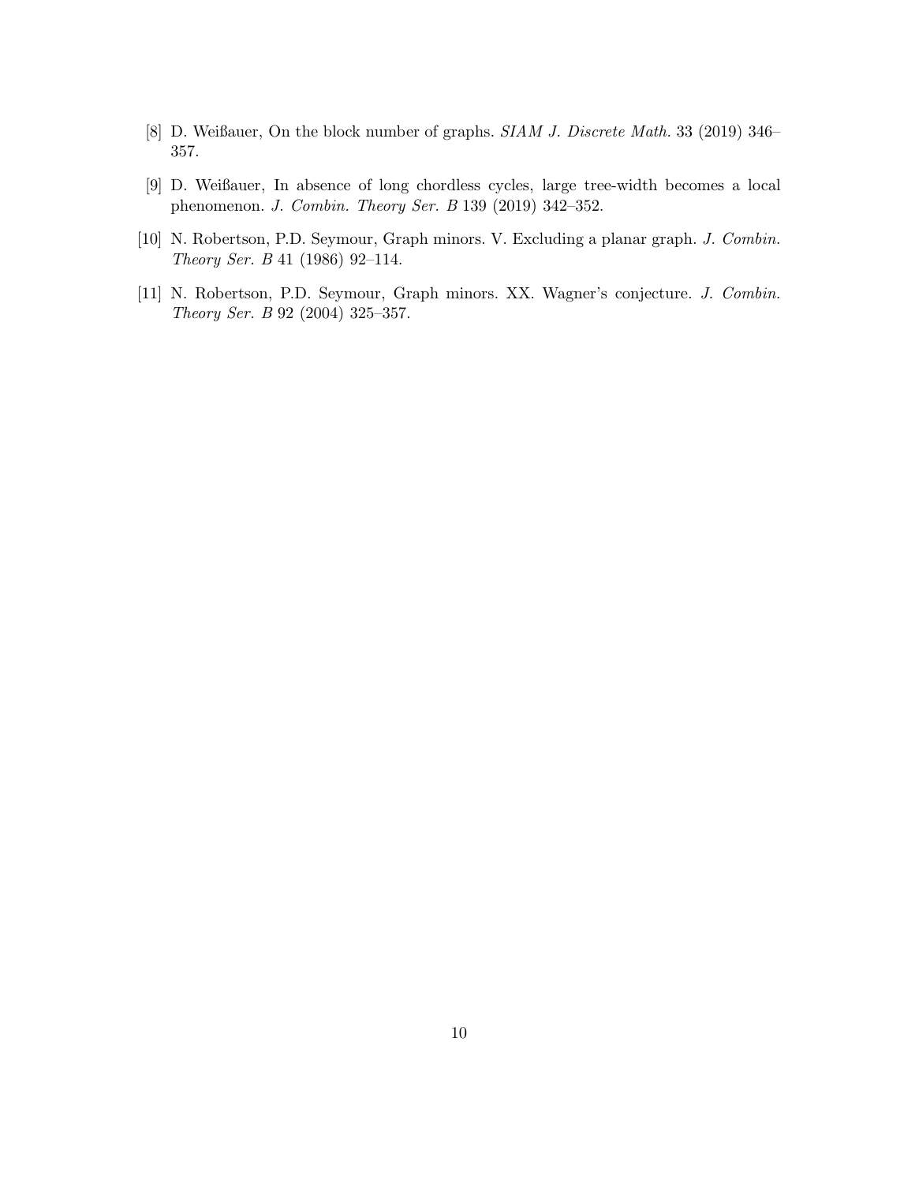[8] D. Weißauer, On the block number of graphs. *SIAM J. Discrete Math.* 33 (2019) 346–357.

[9] D. Weißauer, In absence of long chordless cycles, large tree-width becomes a local phenomenon. *J. Combin. Theory Ser. B* 139 (2019) 342–352.

[10] N. Robertson, P.D. Seymour, Graph minors. V. Excluding a planar graph. *J. Combin. Theory Ser. B* 41 (1986) 92–114.

[11] N. Robertson, P.D. Seymour, Graph minors. XX. Wagner's conjecture. *J. Combin. Theory Ser. B* 92 (2004) 325–357.